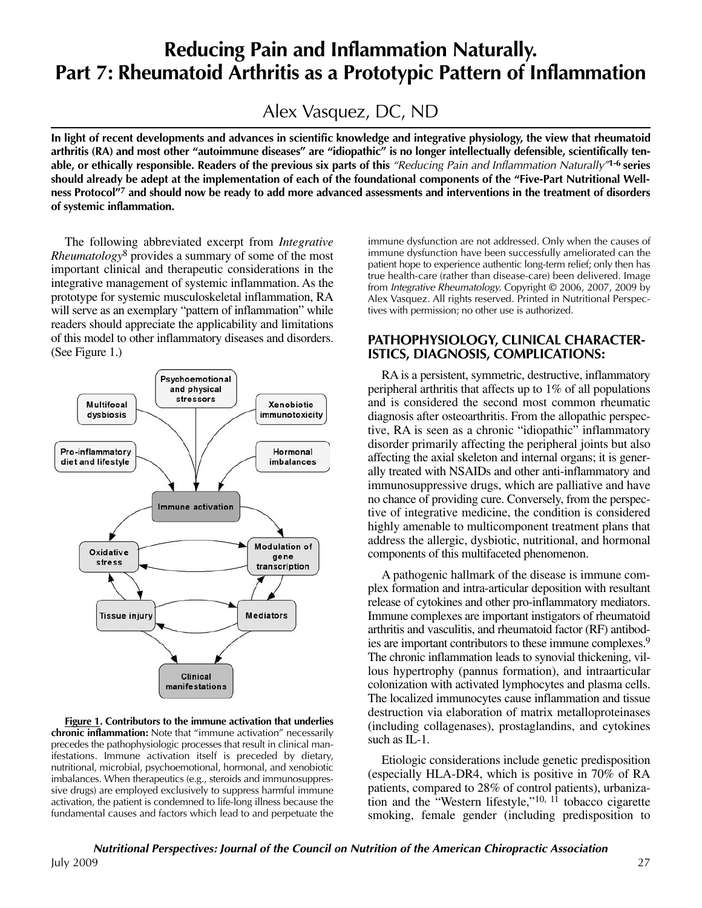# Reducing Pain and Inflammation Naturally. Part 7: Rheumatoid Arthritis as a Prototypic Pattern of Inflammation

Alex Vasquez, DC, ND

**In light of recent developments and advances in scientific knowledge and integrative physiology, the view that rheumatoid arthritis (RA) and most other "autoimmune diseases" are "idiopathic" is no longer intellectually defensible, scientifically tenable, or ethically responsible. Readers of the previous six parts of this *"Reducing Pain and Inflammation Naturally"*[1-6] series should already be adept at the implementation of each of the foundational components of the "Five-Part Nutritional Wellness Protocol"[7] and should now be ready to add more advanced assessments and interventions in the treatment of disorders of systemic inflammation.**

The following abbreviated excerpt from *Integrative Rheumatology*[8] provides a summary of some of the most important clinical and therapeutic considerations in the integrative management of systemic inflammation. As the prototype for systemic musculoskeletal inflammation, RA will serve as an exemplary "pattern of inflammation" while readers should appreciate the applicability and limitations of this model to other inflammatory diseases and disorders. (See Figure 1.)

**Figure 1. Contributors to the immune activation that underlies chronic inflammation:** Note that "immune activation" necessarily precedes the pathophysiologic processes that result in clinical manifestations. Immune activation itself is preceded by dietary, nutritional, microbial, psychoemotional, hormonal, and xenobiotic imbalances. When therapeutics (e.g., steroids and immunosuppressive drugs) are employed exclusively to suppress harmful immune activation, the patient is condemned to life-long illness because the fundamental causes and factors which lead to and perpetuate the immune dysfunction are not addressed. Only when the causes of immune dysfunction have been successfully ameliorated can the patient hope to experience authentic long-term relief; only then has true health-care (rather than disease-care) been delivered. Image from *Integrative Rheumatology*. Copyright © 2006, 2007, 2009 by Alex Vasquez. All rights reserved. Printed in Nutritional Perspectives with permission; no other use is authorized.

## PATHOPHYSIOLOGY, CLINICAL CHARACTERISTICS, DIAGNOSIS, COMPLICATIONS:

RA is a persistent, symmetric, destructive, inflammatory peripheral arthritis that affects up to 1% of all populations and is considered the second most common rheumatic diagnosis after osteoarthritis. From the allopathic perspective, RA is seen as a chronic "idiopathic" inflammatory disorder primarily affecting the peripheral joints but also affecting the axial skeleton and internal organs; it is generally treated with NSAIDs and other anti-inflammatory and immunosuppressive drugs, which are palliative and have no chance of providing cure. Conversely, from the perspective of integrative medicine, the condition is considered highly amenable to multicomponent treatment plans that address the allergic, dysbiotic, nutritional, and hormonal components of this multifaceted phenomenon.

A pathogenic hallmark of the disease is immune complex formation and intra-articular deposition with resultant release of cytokines and other pro-inflammatory mediators. Immune complexes are important instigators of rheumatoid arthritis and vasculitis, and rheumatoid factor (RF) antibodies are important contributors to these immune complexes.[9] The chronic inflammation leads to synovial thickening, villous hypertrophy (pannus formation), and intraarticular colonization with activated lymphocytes and plasma cells. The localized immunocytes cause inflammation and tissue destruction via elaboration of matrix metalloproteinases (including collagenases), prostaglandins, and cytokines such as IL-1.

Etiologic considerations include genetic predisposition (especially HLA-DR4, which is positive in 70% of RA patients, compared to 28% of control patients), urbanization and the "Western lifestyle,"[10, 11] tobacco cigarette smoking, female gender (including predisposition to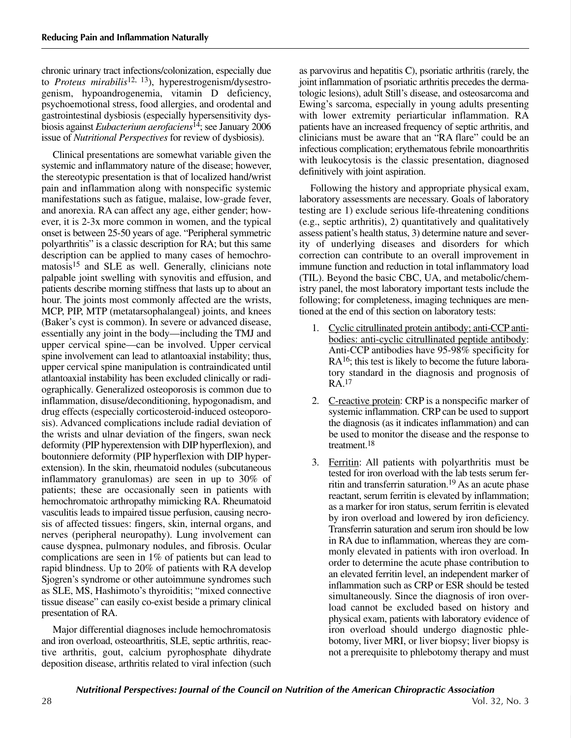chronic urinary tract infections/colonization, especially due to *Proteus mirabilis*[12, 13]), hyperestrogenism/dysestrogenism, hypoandrogenemia, vitamin D deficiency, psychoemotional stress, food allergies, and orodental and gastrointestinal dysbiosis (especially hypersensitivity dysbiosis against *Eubacterium aerofaciens*[14]; see January 2006 issue of *Nutritional Perspectives* for review of dysbiosis).

Clinical presentations are somewhat variable given the systemic and inflammatory nature of the disease; however, the stereotypic presentation is that of localized hand/wrist pain and inflammation along with nonspecific systemic manifestations such as fatigue, malaise, low-grade fever, and anorexia. RA can affect any age, either gender; however, it is 2-3x more common in women, and the typical onset is between 25-50 years of age. "Peripheral symmetric polyarthritis" is a classic description for RA; but this same description can be applied to many cases of hemochromatosis[15] and SLE as well. Generally, clinicians note palpable joint swelling with synovitis and effusion, and patients describe morning stiffness that lasts up to about an hour. The joints most commonly affected are the wrists, MCP, PIP, MTP (metatarsophalangeal) joints, and knees (Baker's cyst is common). In severe or advanced disease, essentially any joint in the body—including the TMJ and upper cervical spine—can be involved. Upper cervical spine involvement can lead to atlantoaxial instability; thus, upper cervical spine manipulation is contraindicated until atlantoaxial instability has been excluded clinically or radiographically. Generalized osteoporosis is common due to inflammation, disuse/deconditioning, hypogonadism, and drug effects (especially corticosteroid-induced osteoporosis). Advanced complications include radial deviation of the wrists and ulnar deviation of the fingers, swan neck deformity (PIP hyperextension with DIP hyperflexion), and boutonniere deformity (PIP hyperflexion with DIP hyperextension). In the skin, rheumatoid nodules (subcutaneous inflammatory granulomas) are seen in up to 30% of patients; these are occasionally seen in patients with hemochromatoic arthropathy mimicking RA. Rheumatoid vasculitis leads to impaired tissue perfusion, causing necrosis of affected tissues: fingers, skin, internal organs, and nerves (peripheral neuropathy). Lung involvement can cause dyspnea, pulmonary nodules, and fibrosis. Ocular complications are seen in 1% of patients but can lead to rapid blindness. Up to 20% of patients with RA develop Sjogren's syndrome or other autoimmune syndromes such as SLE, MS, Hashimoto's thyroiditis; "mixed connective tissue disease" can easily co-exist beside a primary clinical presentation of RA.

Major differential diagnoses include hemochromatosis and iron overload, osteoarthritis, SLE, septic arthritis, reactive arthritis, gout, calcium pyrophosphate dihydrate deposition disease, arthritis related to viral infection (such as parvovirus and hepatitis C), psoriatic arthritis (rarely, the joint inflammation of psoriatic arthritis precedes the dermatologic lesions), adult Still's disease, and osteosarcoma and Ewing's sarcoma, especially in young adults presenting with lower extremity periarticular inflammation. RA patients have an increased frequency of septic arthritis, and clinicians must be aware that an "RA flare" could be an infectious complication; erythematous febrile monoarthritis with leukocytosis is the classic presentation, diagnosed definitively with joint aspiration.

Following the history and appropriate physical exam, laboratory assessments are necessary. Goals of laboratory testing are 1) exclude serious life-threatening conditions (e.g., septic arthritis), 2) quantitatively and qualitatively assess patient's health status, 3) determine nature and severity of underlying diseases and disorders for which correction can contribute to an overall improvement in immune function and reduction in total inflammatory load (TIL). Beyond the basic CBC, UA, and metabolic/chemistry panel, the most laboratory important tests include the following; for completeness, imaging techniques are mentioned at the end of this section on laboratory tests:

1. Cyclic citrullinated protein antibody; anti-CCP antibodies: anti-cyclic citrullinated peptide antibody: Anti-CCP antibodies have 95-98% specificity for RA[16]; this test is likely to become the future laboratory standard in the diagnosis and prognosis of RA.[17]
2. C-reactive protein: CRP is a nonspecific marker of systemic inflammation. CRP can be used to support the diagnosis (as it indicates inflammation) and can be used to monitor the disease and the response to treatment.[18]
3. Ferritin: All patients with polyarthritis must be tested for iron overload with the lab tests serum ferritin and transferrin saturation.[19] As an acute phase reactant, serum ferritin is elevated by inflammation; as a marker for iron status, serum ferritin is elevated by iron overload and lowered by iron deficiency. Transferrin saturation and serum iron should be low in RA due to inflammation, whereas they are commonly elevated in patients with iron overload. In order to determine the acute phase contribution to an elevated ferritin level, an independent marker of inflammation such as CRP or ESR should be tested simultaneously. Since the diagnosis of iron overload cannot be excluded based on history and physical exam, patients with laboratory evidence of iron overload should undergo diagnostic phlebotomy, liver MRI, or liver biopsy; liver biopsy is not a prerequisite to phlebotomy therapy and must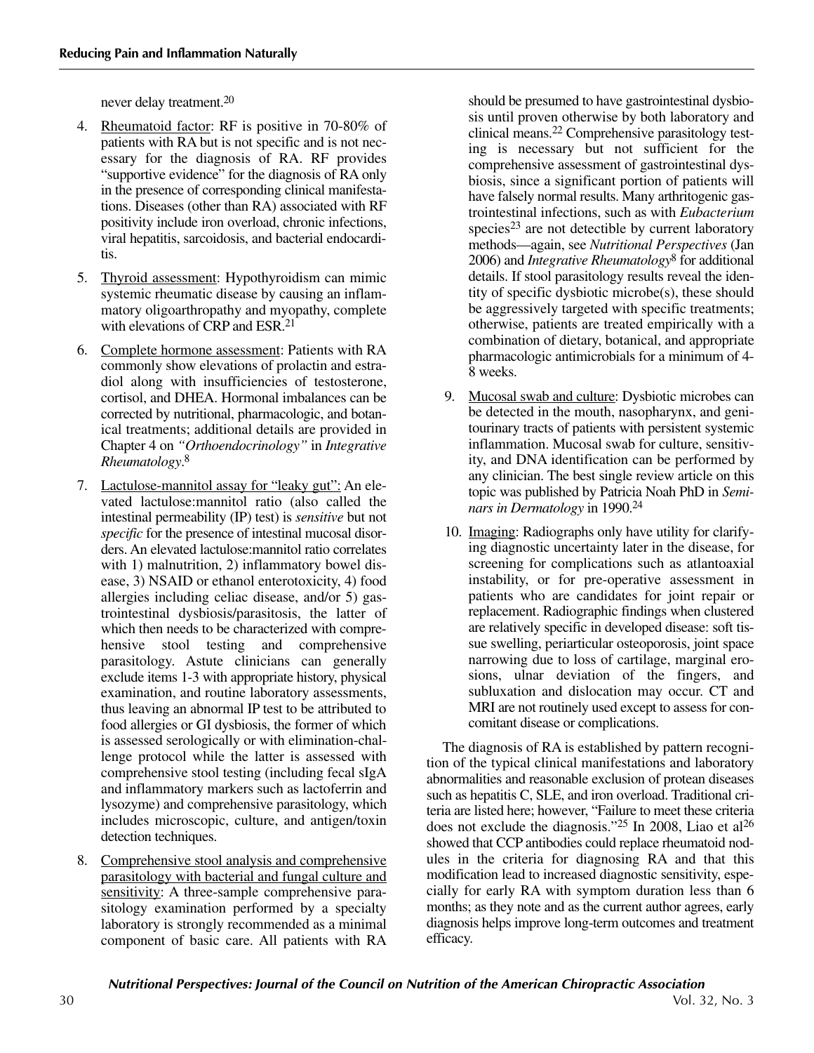never delay treatment.[20]

4. Rheumatoid factor: RF is positive in 70-80% of patients with RA but is not specific and is not necessary for the diagnosis of RA. RF provides "supportive evidence" for the diagnosis of RA only in the presence of corresponding clinical manifestations. Diseases (other than RA) associated with RF positivity include iron overload, chronic infections, viral hepatitis, sarcoidosis, and bacterial endocarditis.

5. Thyroid assessment: Hypothyroidism can mimic systemic rheumatic disease by causing an inflammatory oligoarthropathy and myopathy, complete with elevations of CRP and ESR.[21]

6. Complete hormone assessment: Patients with RA commonly show elevations of prolactin and estradiol along with insufficiencies of testosterone, cortisol, and DHEA. Hormonal imbalances can be corrected by nutritional, pharmacologic, and botanical treatments; additional details are provided in Chapter 4 on *"Orthoendocrinology"* in *Integrative Rheumatology*.[8]

7. Lactulose-mannitol assay for "leaky gut": An elevated lactulose:mannitol ratio (also called the intestinal permeability (IP) test) is *sensitive* but not *specific* for the presence of intestinal mucosal disorders. An elevated lactulose:mannitol ratio correlates with 1) malnutrition, 2) inflammatory bowel disease, 3) NSAID or ethanol enterotoxicity, 4) food allergies including celiac disease, and/or 5) gastrointestinal dysbiosis/parasitosis, the latter of which then needs to be characterized with comprehensive stool testing and comprehensive parasitology. Astute clinicians can generally exclude items 1-3 with appropriate history, physical examination, and routine laboratory assessments, thus leaving an abnormal IP test to be attributed to food allergies or GI dysbiosis, the former of which is assessed serologically or with elimination-challenge protocol while the latter is assessed with comprehensive stool testing (including fecal sIgA and inflammatory markers such as lactoferrin and lysozyme) and comprehensive parasitology, which includes microscopic, culture, and antigen/toxin detection techniques.

8. Comprehensive stool analysis and comprehensive parasitology with bacterial and fungal culture and sensitivity: A three-sample comprehensive parasitology examination performed by a specialty laboratory is strongly recommended as a minimal component of basic care. All patients with RA should be presumed to have gastrointestinal dysbiosis until proven otherwise by both laboratory and clinical means.[22] Comprehensive parasitology testing is necessary but not sufficient for the comprehensive assessment of gastrointestinal dysbiosis, since a significant portion of patients will have falsely normal results. Many arthritogenic gastrointestinal infections, such as with *Eubacterium* species[23] are not detectible by current laboratory methods—again, see *Nutritional Perspectives* (Jan 2006) and *Integrative Rheumatology*[8] for additional details. If stool parasitology results reveal the identity of specific dysbiotic microbe(s), these should be aggressively targeted with specific treatments; otherwise, patients are treated empirically with a combination of dietary, botanical, and appropriate pharmacologic antimicrobials for a minimum of 4-8 weeks.

9. Mucosal swab and culture: Dysbiotic microbes can be detected in the mouth, nasopharynx, and genitourinary tracts of patients with persistent systemic inflammation. Mucosal swab for culture, sensitivity, and DNA identification can be performed by any clinician. The best single review article on this topic was published by Patricia Noah PhD in *Seminars in Dermatology* in 1990.[24]

10. Imaging: Radiographs only have utility for clarifying diagnostic uncertainty later in the disease, for screening for complications such as atlantoaxial instability, or for pre-operative assessment in patients who are candidates for joint repair or replacement. Radiographic findings when clustered are relatively specific in developed disease: soft tissue swelling, periarticular osteoporosis, joint space narrowing due to loss of cartilage, marginal erosions, ulnar deviation of the fingers, and subluxation and dislocation may occur. CT and MRI are not routinely used except to assess for concomitant disease or complications.

The diagnosis of RA is established by pattern recognition of the typical clinical manifestations and laboratory abnormalities and reasonable exclusion of protean diseases such as hepatitis C, SLE, and iron overload. Traditional criteria are listed here; however, "Failure to meet these criteria does not exclude the diagnosis."[25] In 2008, Liao et al[26] showed that CCP antibodies could replace rheumatoid nodules in the criteria for diagnosing RA and that this modification lead to increased diagnostic sensitivity, especially for early RA with symptom duration less than 6 months; as they note and as the current author agrees, early diagnosis helps improve long-term outcomes and treatment efficacy.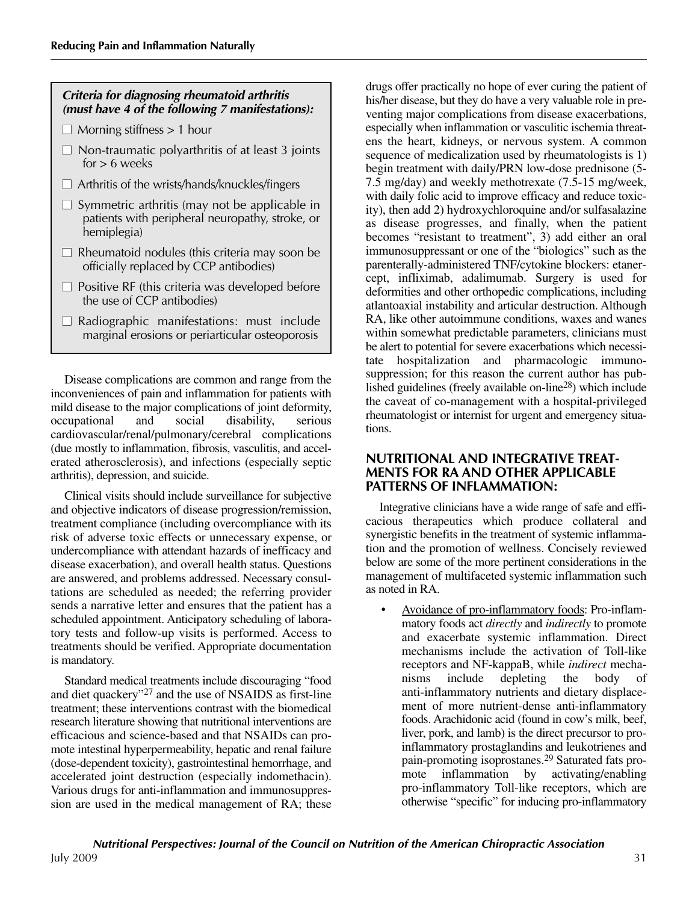***Criteria for diagnosing rheumatoid arthritis (must have 4 of the following 7 manifestations):***

- ☐ Morning stiffness > 1 hour
- ☐ Non-traumatic polyarthritis of at least 3 joints for > 6 weeks
- ☐ Arthritis of the wrists/hands/knuckles/fingers
- ☐ Symmetric arthritis (may not be applicable in patients with peripheral neuropathy, stroke, or hemiplegia)
- ☐ Rheumatoid nodules (this criteria may soon be officially replaced by CCP antibodies)
- ☐ Positive RF (this criteria was developed before the use of CCP antibodies)
- ☐ Radiographic manifestations: must include marginal erosions or periarticular osteoporosis

Disease complications are common and range from the inconveniences of pain and inflammation for patients with mild disease to the major complications of joint deformity, occupational and social disability, serious cardiovascular/renal/pulmonary/cerebral complications (due mostly to inflammation, fibrosis, vasculitis, and accelerated atherosclerosis), and infections (especially septic arthritis), depression, and suicide.

Clinical visits should include surveillance for subjective and objective indicators of disease progression/remission, treatment compliance (including overcompliance with its risk of adverse toxic effects or unnecessary expense, or undercompliance with attendant hazards of inefficacy and disease exacerbation), and overall health status. Questions are answered, and problems addressed. Necessary consultations are scheduled as needed; the referring provider sends a narrative letter and ensures that the patient has a scheduled appointment. Anticipatory scheduling of laboratory tests and follow-up visits is performed. Access to treatments should be verified. Appropriate documentation is mandatory.

Standard medical treatments include discouraging "food and diet quackery"[27] and the use of NSAIDS as first-line treatment; these interventions contrast with the biomedical research literature showing that nutritional interventions are efficacious and science-based and that NSAIDs can promote intestinal hyperpermeability, hepatic and renal failure (dose-dependent toxicity), gastrointestinal hemorrhage, and accelerated joint destruction (especially indomethacin). Various drugs for anti-inflammation and immunosuppression are used in the medical management of RA; these drugs offer practically no hope of ever curing the patient of his/her disease, but they do have a very valuable role in preventing major complications from disease exacerbations, especially when inflammation or vasculitic ischemia threatens the heart, kidneys, or nervous system. A common sequence of medicalization used by rheumatologists is 1) begin treatment with daily/PRN low-dose prednisone (5-7.5 mg/day) and weekly methotrexate (7.5-15 mg/week, with daily folic acid to improve efficacy and reduce toxicity), then add 2) hydroxychloroquine and/or sulfasalazine as disease progresses, and finally, when the patient becomes "resistant to treatment", 3) add either an oral immunosuppressant or one of the "biologics" such as the parenterally-administered TNF/cytokine blockers: etanercept, infliximab, adalimumab. Surgery is used for deformities and other orthopedic complications, including atlantoaxial instability and articular destruction. Although RA, like other autoimmune conditions, waxes and wanes within somewhat predictable parameters, clinicians must be alert to potential for severe exacerbations which necessitate hospitalization and pharmacologic immunosuppression; for this reason the current author has published guidelines (freely available on-line[28]) which include the caveat of co-management with a hospital-privileged rheumatologist or internist for urgent and emergency situations.

## NUTRITIONAL AND INTEGRATIVE TREATMENTS FOR RA AND OTHER APPLICABLE PATTERNS OF INFLAMMATION:

Integrative clinicians have a wide range of safe and efficacious therapeutics which produce collateral and synergistic benefits in the treatment of systemic inflammation and the promotion of wellness. Concisely reviewed below are some of the more pertinent considerations in the management of multifaceted systemic inflammation such as noted in RA.

- Avoidance of pro-inflammatory foods: Pro-inflammatory foods act *directly* and *indirectly* to promote and exacerbate systemic inflammation. Direct mechanisms include the activation of Toll-like receptors and NF-kappaB, while *indirect* mechanisms include depleting the body of anti-inflammatory nutrients and dietary displacement of more nutrient-dense anti-inflammatory foods. Arachidonic acid (found in cow's milk, beef, liver, pork, and lamb) is the direct precursor to pro-inflammatory prostaglandins and leukotrienes and pain-promoting isoprostanes.[29] Saturated fats promote inflammation by activating/enabling pro-inflammatory Toll-like receptors, which are otherwise "specific" for inducing pro-inflammatory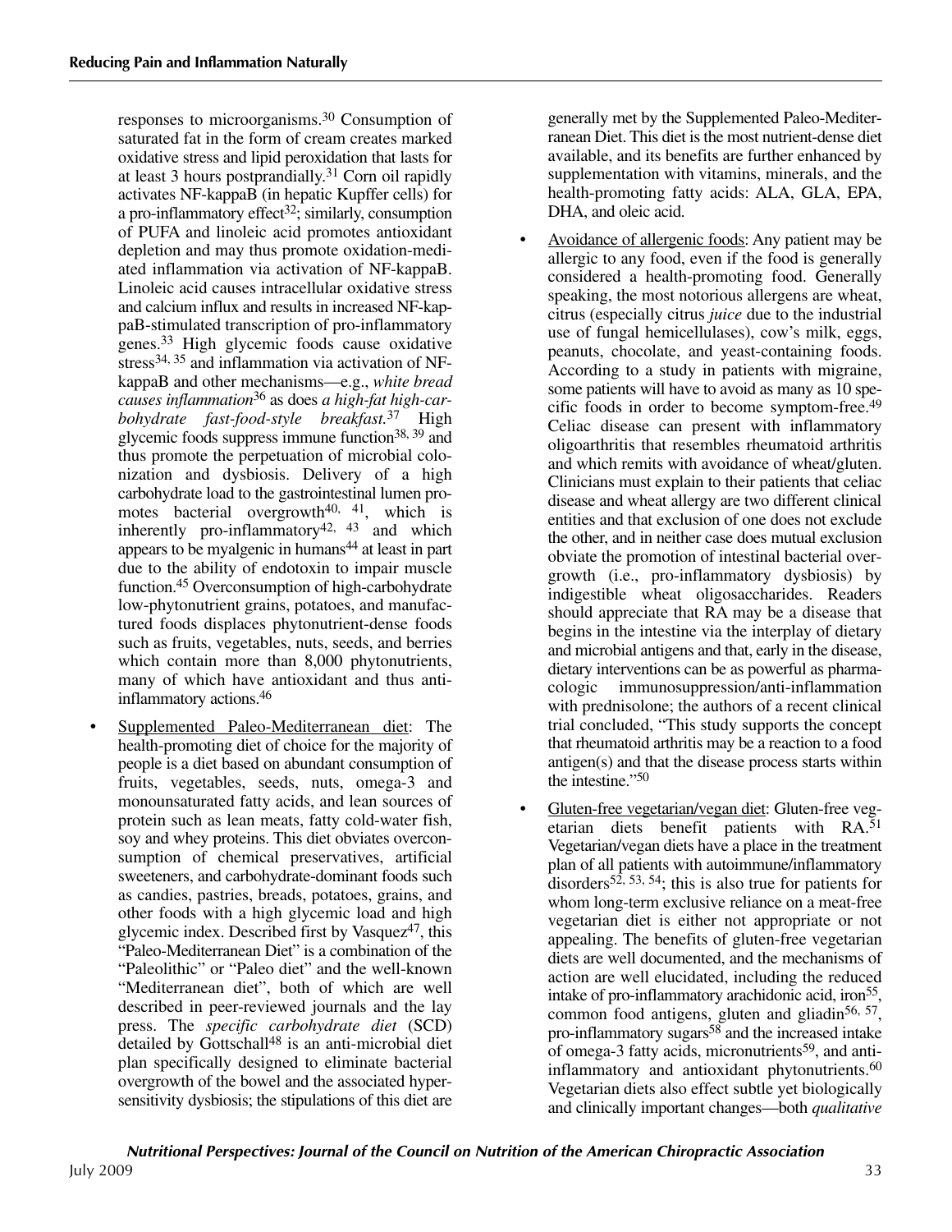responses to microorganisms.[30] Consumption of saturated fat in the form of cream creates marked oxidative stress and lipid peroxidation that lasts for at least 3 hours postprandially.[31] Corn oil rapidly activates NF-kappaB (in hepatic Kupffer cells) for a pro-inflammatory effect[32]; similarly, consumption of PUFA and linoleic acid promotes antioxidant depletion and may thus promote oxidation-mediated inflammation via activation of NF-kappaB. Linoleic acid causes intracellular oxidative stress and calcium influx and results in increased NF-kappaB-stimulated transcription of pro-inflammatory genes.[33] High glycemic foods cause oxidative stress[34, 35] and inflammation via activation of NF-kappaB and other mechanisms—e.g., *white bread causes inflammation*[36] as does *a high-fat high-carbohydrate fast-food-style breakfast*.[37] High glycemic foods suppress immune function[38, 39] and thus promote the perpetuation of microbial colonization and dysbiosis. Delivery of a high carbohydrate load to the gastrointestinal lumen promotes bacterial overgrowth[40, 41], which is inherently pro-inflammatory[42, 43] and which appears to be myalgenic in humans[44] at least in part due to the ability of endotoxin to impair muscle function.[45] Overconsumption of high-carbohydrate low-phytonutrient grains, potatoes, and manufactured foods displaces phytonutrient-dense foods such as fruits, vegetables, nuts, seeds, and berries which contain more than 8,000 phytonutrients, many of which have antioxidant and thus anti-inflammatory actions.[46]

- Supplemented Paleo-Mediterranean diet: The health-promoting diet of choice for the majority of people is a diet based on abundant consumption of fruits, vegetables, seeds, nuts, omega-3 and monounsaturated fatty acids, and lean sources of protein such as lean meats, fatty cold-water fish, soy and whey proteins. This diet obviates overconsumption of chemical preservatives, artificial sweeteners, and carbohydrate-dominant foods such as candies, pastries, breads, potatoes, grains, and other foods with a high glycemic load and high glycemic index. Described first by Vasquez[47], this "Paleo-Mediterranean Diet" is a combination of the "Paleolithic" or "Paleo diet" and the well-known "Mediterranean diet", both of which are well described in peer-reviewed journals and the lay press. The *specific carbohydrate diet* (SCD) detailed by Gottschall[48] is an anti-microbial diet plan specifically designed to eliminate bacterial overgrowth of the bowel and the associated hypersensitivity dysbiosis; the stipulations of this diet are generally met by the Supplemented Paleo-Mediterranean Diet. This diet is the most nutrient-dense diet available, and its benefits are further enhanced by supplementation with vitamins, minerals, and the health-promoting fatty acids: ALA, GLA, EPA, DHA, and oleic acid.
- Avoidance of allergenic foods: Any patient may be allergic to any food, even if the food is generally considered a health-promoting food. Generally speaking, the most notorious allergens are wheat, citrus (especially citrus *juice* due to the industrial use of fungal hemicellulases), cow's milk, eggs, peanuts, chocolate, and yeast-containing foods. According to a study in patients with migraine, some patients will have to avoid as many as 10 specific foods in order to become symptom-free.[49] Celiac disease can present with inflammatory oligoarthritis that resembles rheumatoid arthritis and which remits with avoidance of wheat/gluten. Clinicians must explain to their patients that celiac disease and wheat allergy are two different clinical entities and that exclusion of one does not exclude the other, and in neither case does mutual exclusion obviate the promotion of intestinal bacterial overgrowth (i.e., pro-inflammatory dysbiosis) by indigestible wheat oligosaccharides. Readers should appreciate that RA may be a disease that begins in the intestine via the interplay of dietary and microbial antigens and that, early in the disease, dietary interventions can be as powerful as pharmacologic immunosuppression/anti-inflammation with prednisolone; the authors of a recent clinical trial concluded, "This study supports the concept that rheumatoid arthritis may be a reaction to a food antigen(s) and that the disease process starts within the intestine."[50]
- Gluten-free vegetarian/vegan diet: Gluten-free vegetarian diets benefit patients with RA.[51] Vegetarian/vegan diets have a place in the treatment plan of all patients with autoimmune/inflammatory disorders[52, 53, 54]; this is also true for patients for whom long-term exclusive reliance on a meat-free vegetarian diet is either not appropriate or not appealing. The benefits of gluten-free vegetarian diets are well documented, and the mechanisms of action are well elucidated, including the reduced intake of pro-inflammatory arachidonic acid, iron[55], common food antigens, gluten and gliadin[56, 57], pro-inflammatory sugars[58] and the increased intake of omega-3 fatty acids, micronutrients[59], and anti-inflammatory and antioxidant phytonutrients.[60] Vegetarian diets also effect subtle yet biologically and clinically important changes—both *qualitative*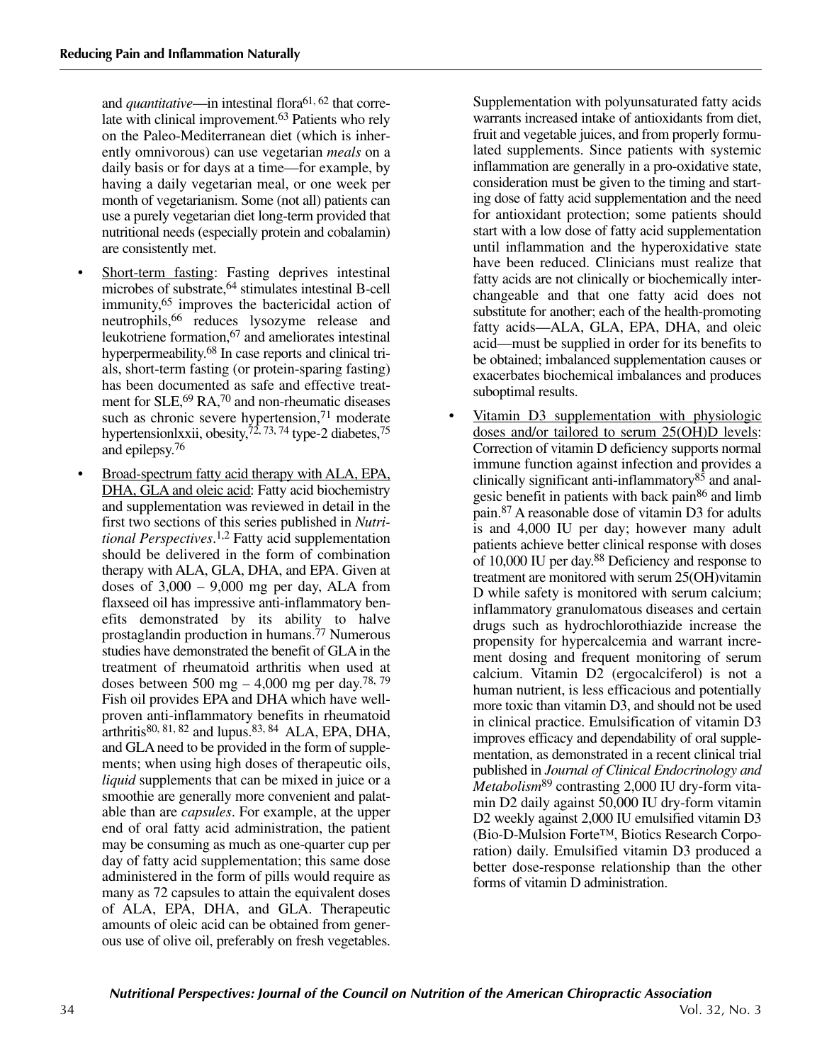and *quantitative*—in intestinal flora[61, 62] that correlate with clinical improvement.[63] Patients who rely on the Paleo-Mediterranean diet (which is inherently omnivorous) can use vegetarian *meals* on a daily basis or for days at a time—for example, by having a daily vegetarian meal, or one week per month of vegetarianism. Some (not all) patients can use a purely vegetarian diet long-term provided that nutritional needs (especially protein and cobalamin) are consistently met.

- Short-term fasting: Fasting deprives intestinal microbes of substrate,[64] stimulates intestinal B-cell immunity,[65] improves the bactericidal action of neutrophils,[66] reduces lysozyme release and leukotriene formation,[67] and ameliorates intestinal hyperpermeability.[68] In case reports and clinical trials, short-term fasting (or protein-sparing fasting) has been documented as safe and effective treatment for SLE,[69] RA,[70] and non-rheumatic diseases such as chronic severe hypertension,[71] moderate hypertensionlxxii, obesity,[72, 73, 74] type-2 diabetes,[75] and epilepsy.[76]

- Broad-spectrum fatty acid therapy with ALA, EPA, DHA, GLA and oleic acid: Fatty acid biochemistry and supplementation was reviewed in detail in the first two sections of this series published in *Nutritional Perspectives*.[1,2] Fatty acid supplementation should be delivered in the form of combination therapy with ALA, GLA, DHA, and EPA. Given at doses of 3,000 – 9,000 mg per day, ALA from flaxseed oil has impressive anti-inflammatory benefits demonstrated by its ability to halve prostaglandin production in humans.[77] Numerous studies have demonstrated the benefit of GLA in the treatment of rheumatoid arthritis when used at doses between 500 mg – 4,000 mg per day.[78, 79] Fish oil provides EPA and DHA which have well-proven anti-inflammatory benefits in rheumatoid arthritis[80, 81, 82] and lupus.[83, 84] ALA, EPA, DHA, and GLA need to be provided in the form of supplements; when using high doses of therapeutic oils, *liquid* supplements that can be mixed in juice or a smoothie are generally more convenient and palatable than are *capsules*. For example, at the upper end of oral fatty acid administration, the patient may be consuming as much as one-quarter cup per day of fatty acid supplementation; this same dose administered in the form of pills would require as many as 72 capsules to attain the equivalent doses of ALA, EPA, DHA, and GLA. Therapeutic amounts of oleic acid can be obtained from generous use of olive oil, preferably on fresh vegetables. Supplementation with polyunsaturated fatty acids warrants increased intake of antioxidants from diet, fruit and vegetable juices, and from properly formulated supplements. Since patients with systemic inflammation are generally in a pro-oxidative state, consideration must be given to the timing and starting dose of fatty acid supplementation and the need for antioxidant protection; some patients should start with a low dose of fatty acid supplementation until inflammation and the hyperoxidative state have been reduced. Clinicians must realize that fatty acids are not clinically or biochemically interchangeable and that one fatty acid does not substitute for another; each of the health-promoting fatty acids—ALA, GLA, EPA, DHA, and oleic acid—must be supplied in order for its benefits to be obtained; imbalanced supplementation causes or exacerbates biochemical imbalances and produces suboptimal results.

- Vitamin D3 supplementation with physiologic doses and/or tailored to serum 25(OH)D levels: Correction of vitamin D deficiency supports normal immune function against infection and provides a clinically significant anti-inflammatory[85] and analgesic benefit in patients with back pain[86] and limb pain.[87] A reasonable dose of vitamin D3 for adults is and 4,000 IU per day; however many adult patients achieve better clinical response with doses of 10,000 IU per day.[88] Deficiency and response to treatment are monitored with serum 25(OH)vitamin D while safety is monitored with serum calcium; inflammatory granulomatous diseases and certain drugs such as hydrochlorothiazide increase the propensity for hypercalcemia and warrant increment dosing and frequent monitoring of serum calcium. Vitamin D2 (ergocalciferol) is not a human nutrient, is less efficacious and potentially more toxic than vitamin D3, and should not be used in clinical practice. Emulsification of vitamin D3 improves efficacy and dependability of oral supplementation, as demonstrated in a recent clinical trial published in *Journal of Clinical Endocrinology and Metabolism*[89] contrasting 2,000 IU dry-form vitamin D2 daily against 50,000 IU dry-form vitamin D2 weekly against 2,000 IU emulsified vitamin D3 (Bio-D-Mulsion Forte™, Biotics Research Corporation) daily. Emulsified vitamin D3 produced a better dose-response relationship than the other forms of vitamin D administration.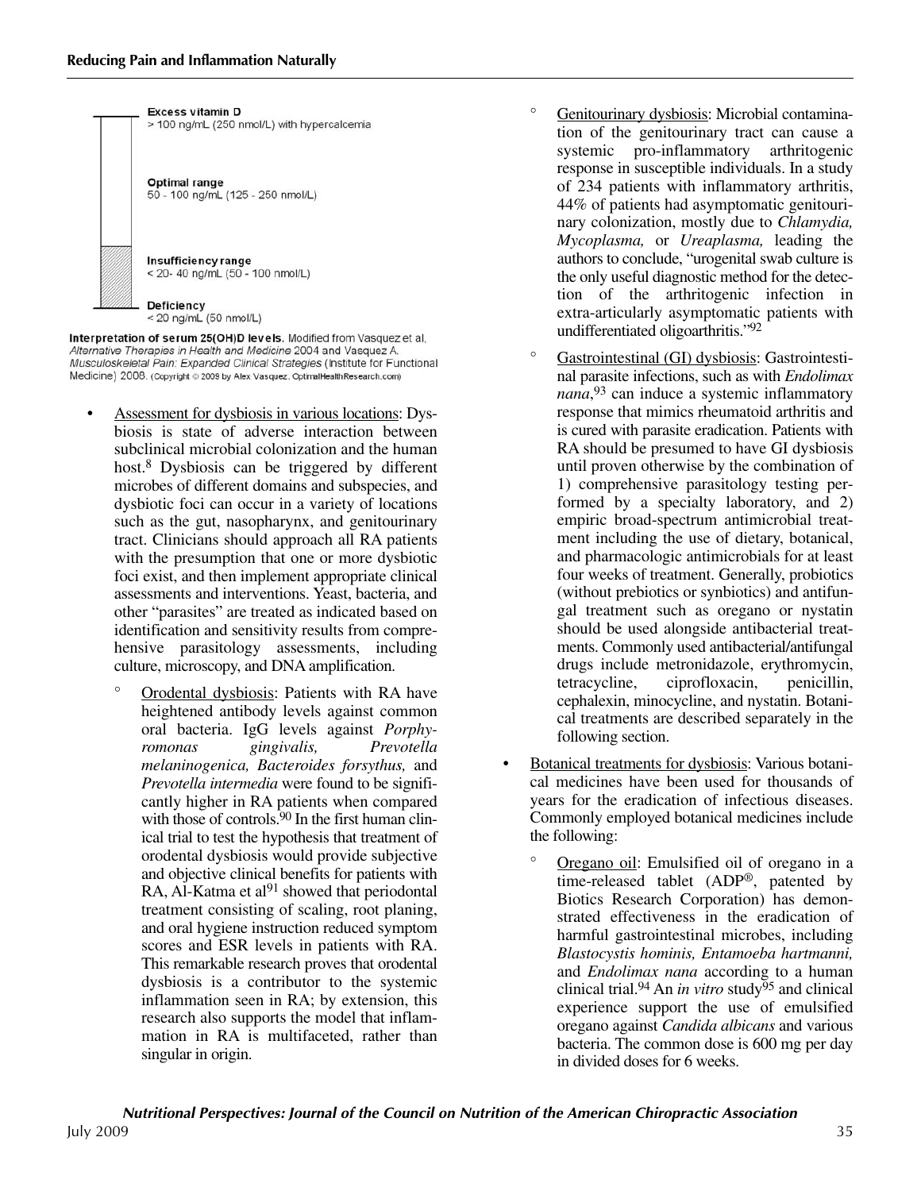Excess vitamin D
> 100 ng/mL (250 nmol/L) with hypercalcemia

Optimal range
50 - 100 ng/mL (125 - 250 nmol/L)

Insufficiency range
< 20- 40 ng/mL (50 - 100 nmol/L)

Deficiency
< 20 ng/mL (50 nmol/L)

**Interpretation of serum 25(OH)D levels.** Modified from Vasquez et al. *Alternative Therapies in Health and Medicine* 2004 and Vasquez A. *Musculoskeletal Pain: Expanded Clinical Strategies* (Institute for Functional Medicine) 2008. (Copyright © 2009 by Alex Vasquez. OptimalHealthResearch.com)

- Assessment for dysbiosis in various locations: Dysbiosis is state of adverse interaction between subclinical microbial colonization and the human host.[8] Dysbiosis can be triggered by different microbes of different domains and subspecies, and dysbiotic foci can occur in a variety of locations such as the gut, nasopharynx, and genitourinary tract. Clinicians should approach all RA patients with the presumption that one or more dysbiotic foci exist, and then implement appropriate clinical assessments and interventions. Yeast, bacteria, and other "parasites" are treated as indicated based on identification and sensitivity results from comprehensive parasitology assessments, including culture, microscopy, and DNA amplification.
    - Orodental dysbiosis: Patients with RA have heightened antibody levels against common oral bacteria. IgG levels against *Porphyromonas gingivalis, Prevotella melaninogenica, Bacteroides forsythus,* and *Prevotella intermedia* were found to be significantly higher in RA patients when compared with those of controls.[90] In the first human clinical trial to test the hypothesis that treatment of orodental dysbiosis would provide subjective and objective clinical benefits for patients with RA, Al-Katma et al[91] showed that periodontal treatment consisting of scaling, root planing, and oral hygiene instruction reduced symptom scores and ESR levels in patients with RA. This remarkable research proves that orodental dysbiosis is a contributor to the systemic inflammation seen in RA; by extension, this research also supports the model that inflammation in RA is multifaceted, rather than singular in origin.
    - Genitourinary dysbiosis: Microbial contamination of the genitourinary tract can cause a systemic pro-inflammatory arthritogenic response in susceptible individuals. In a study of 234 patients with inflammatory arthritis, 44% of patients had asymptomatic genitourinary colonization, mostly due to *Chlamydia, Mycoplasma,* or *Ureaplasma,* leading the authors to conclude, "urogenital swab culture is the only useful diagnostic method for the detection of the arthritogenic infection in extra-articularly asymptomatic patients with undifferentiated oligoarthritis."[92]
    - Gastrointestinal (GI) dysbiosis: Gastrointestinal parasite infections, such as with *Endolimax nana*,[93] can induce a systemic inflammatory response that mimics rheumatoid arthritis and is cured with parasite eradication. Patients with RA should be presumed to have GI dysbiosis until proven otherwise by the combination of 1) comprehensive parasitology testing performed by a specialty laboratory, and 2) empiric broad-spectrum antimicrobial treatment including the use of dietary, botanical, and pharmacologic antimicrobials for at least four weeks of treatment. Generally, probiotics (without prebiotics or synbiotics) and antifungal treatment such as oregano or nystatin should be used alongside antibacterial treatments. Commonly used antibacterial/antifungal drugs include metronidazole, erythromycin, tetracycline, ciprofloxacin, penicillin, cephalexin, minocycline, and nystatin. Botanical treatments are described separately in the following section.
- Botanical treatments for dysbiosis: Various botanical medicines have been used for thousands of years for the eradication of infectious diseases. Commonly employed botanical medicines include the following:
    - Oregano oil: Emulsified oil of oregano in a time-released tablet (ADP®, patented by Biotics Research Corporation) has demonstrated effectiveness in the eradication of harmful gastrointestinal microbes, including *Blastocystis hominis, Entamoeba hartmanni,* and *Endolimax nana* according to a human clinical trial.[94] An *in vitro* study[95] and clinical experience support the use of emulsified oregano against *Candida albicans* and various bacteria. The common dose is 600 mg per day in divided doses for 6 weeks.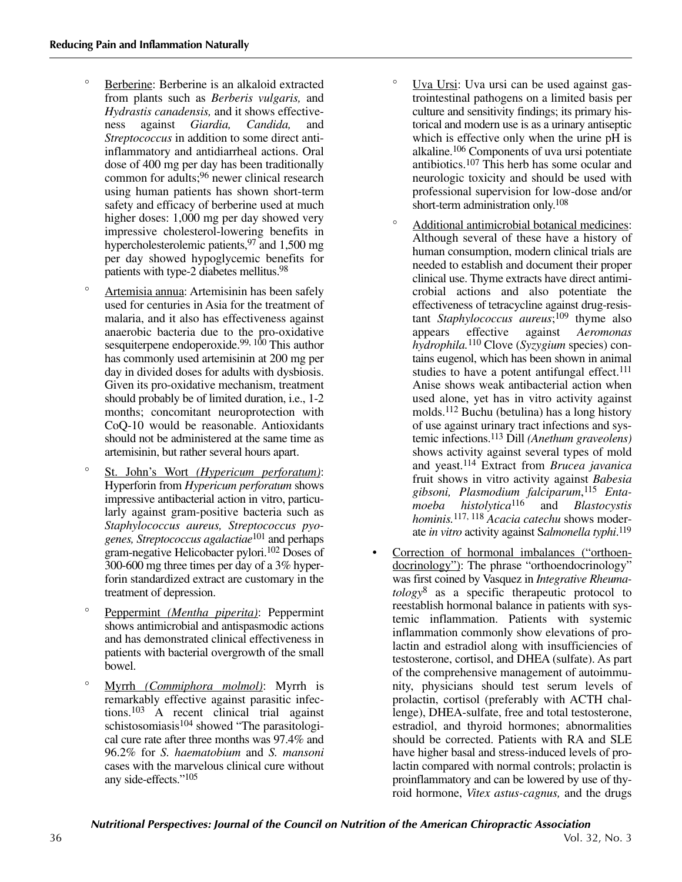- Berberine: Berberine is an alkaloid extracted from plants such as *Berberis vulgaris,* and *Hydrastis canadensis,* and it shows effectiveness against *Giardia, Candida,* and *Streptococcus* in addition to some direct anti-inflammatory and antidiarrheal actions. Oral dose of 400 mg per day has been traditionally common for adults;[96] newer clinical research using human patients has shown short-term safety and efficacy of berberine used at much higher doses: 1,000 mg per day showed very impressive cholesterol-lowering benefits in hypercholesterolemic patients,[97] and 1,500 mg per day showed hypoglycemic benefits for patients with type-2 diabetes mellitus.[98]

- Artemisia annua: Artemisinin has been safely used for centuries in Asia for the treatment of malaria, and it also has effectiveness against anaerobic bacteria due to the pro-oxidative sesquiterpene endoperoxide.[99, 100] This author has commonly used artemisinin at 200 mg per day in divided doses for adults with dysbiosis. Given its pro-oxidative mechanism, treatment should probably be of limited duration, i.e., 1-2 months; concomitant neuroprotection with CoQ-10 would be reasonable. Antioxidants should not be administered at the same time as artemisinin, but rather several hours apart.

- St. John's Wort *(Hypericum perforatum)*: Hyperforin from *Hypericum perforatum* shows impressive antibacterial action in vitro, particularly against gram-positive bacteria such as *Staphylococcus aureus, Streptococcus pyogenes, Streptococcus agalactiae*[101] and perhaps gram-negative Helicobacter pylori.[102] Doses of 300-600 mg three times per day of a 3% hyperforin standardized extract are customary in the treatment of depression.

- Peppermint *(Mentha piperita)*: Peppermint shows antimicrobial and antispasmodic actions and has demonstrated clinical effectiveness in patients with bacterial overgrowth of the small bowel.

- Myrrh *(Commiphora molmol)*: Myrrh is remarkably effective against parasitic infections.[103] A recent clinical trial against schistosomiasis[104] showed "The parasitological cure rate after three months was 97.4% and 96.2% for *S. haematobium* and *S. mansoni* cases with the marvelous clinical cure without any side-effects."[105]

- Uva Ursi: Uva ursi can be used against gastrointestinal pathogens on a limited basis per culture and sensitivity findings; its primary historical and modern use is as a urinary antiseptic which is effective only when the urine pH is alkaline.[106] Components of uva ursi potentiate antibiotics.[107] This herb has some ocular and neurologic toxicity and should be used with professional supervision for low-dose and/or short-term administration only.[108]

- Additional antimicrobial botanical medicines: Although several of these have a history of human consumption, modern clinical trials are needed to establish and document their proper clinical use. Thyme extracts have direct antimicrobial actions and also potentiate the effectiveness of tetracycline against drug-resistant *Staphylococcus aureus*;[109] thyme also appears effective against *Aeromonas hydrophila.*[110] Clove (*Syzygium* species) contains eugenol, which has been shown in animal studies to have a potent antifungal effect.[111] Anise shows weak antibacterial action when used alone, yet has in vitro activity against molds.[112] Buchu (betulina) has a long history of use against urinary tract infections and systemic infections.[113] Dill *(Anethum graveolens)* shows activity against several types of mold and yeast.[114] Extract from *Brucea javanica* fruit shows in vitro activity against *Babesia gibsoni, Plasmodium falciparum*,[115] *Entamoeba histolytica*[116] and *Blastocystis hominis.*[117, 118] *Acacia catechu* shows moderate *in vitro* activity against S*almonella typhi*.[119]

- Correction of hormonal imbalances ("orthoendocrinology"): The phrase "orthoendocrinology" was first coined by Vasquez in *Integrative Rheumatology*[8] as a specific therapeutic protocol to reestablish hormonal balance in patients with systemic inflammation. Patients with systemic inflammation commonly show elevations of prolactin and estradiol along with insufficiencies of testosterone, cortisol, and DHEA (sulfate). As part of the comprehensive management of autoimmunity, physicians should test serum levels of prolactin, cortisol (preferably with ACTH challenge), DHEA-sulfate, free and total testosterone, estradiol, and thyroid hormones; abnormalities should be corrected. Patients with RA and SLE have higher basal and stress-induced levels of prolactin compared with normal controls; prolactin is proinflammatory and can be lowered by use of thyroid hormone, *Vitex astus-cagnus,* and the drugs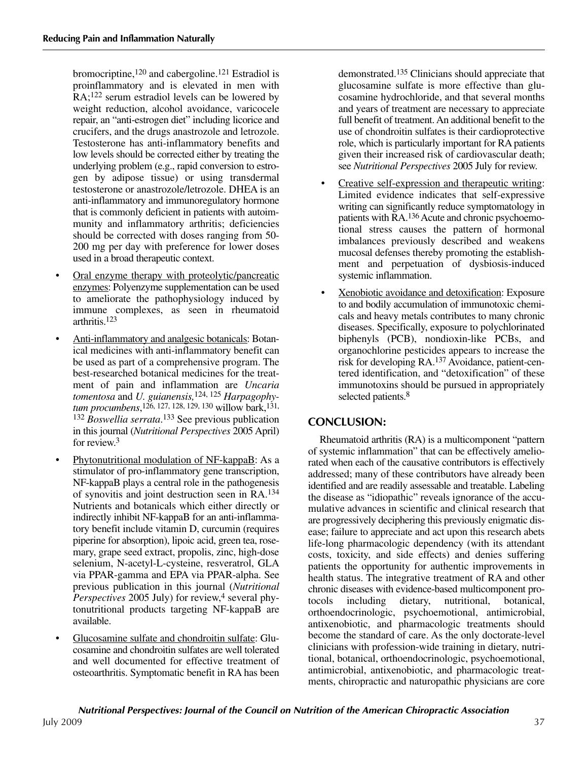bromocriptine,[120] and cabergoline.[121] Estradiol is proinflammatory and is elevated in men with RA;[122] serum estradiol levels can be lowered by weight reduction, alcohol avoidance, varicocele repair, an "anti-estrogen diet" including licorice and crucifers, and the drugs anastrozole and letrozole. Testosterone has anti-inflammatory benefits and low levels should be corrected either by treating the underlying problem (e.g., rapid conversion to estrogen by adipose tissue) or using transdermal testosterone or anastrozole/letrozole. DHEA is an anti-inflammatory and immunoregulatory hormone that is commonly deficient in patients with autoimmunity and inflammatory arthritis; deficiencies should be corrected with doses ranging from 50-200 mg per day with preference for lower doses used in a broad therapeutic context.

- Oral enzyme therapy with proteolytic/pancreatic enzymes: Polyenzyme supplementation can be used to ameliorate the pathophysiology induced by immune complexes, as seen in rheumatoid arthritis.[123]
- Anti-inflammatory and analgesic botanicals: Botanical medicines with anti-inflammatory benefit can be used as part of a comprehensive program. The best-researched botanical medicines for the treatment of pain and inflammation are *Uncaria tomentosa* and *U. guianensis,*[124, 125] *Harpagophytum procumbens*,[126, 127, 128, 129, 130] willow bark,[131, 132] *Boswellia serrata*.[133] See previous publication in this journal (*Nutritional Perspectives* 2005 April) for review.[3]
- Phytonutritional modulation of NF-kappaB: As a stimulator of pro-inflammatory gene transcription, NF-kappaB plays a central role in the pathogenesis of synovitis and joint destruction seen in RA.[134] Nutrients and botanicals which either directly or indirectly inhibit NF-kappaB for an anti-inflammatory benefit include vitamin D, curcumin (requires piperine for absorption), lipoic acid, green tea, rosemary, grape seed extract, propolis, zinc, high-dose selenium, N-acetyl-L-cysteine, resveratrol, GLA via PPAR-gamma and EPA via PPAR-alpha. See previous publication in this journal (*Nutritional Perspectives* 2005 July) for review,[4] several phytonutritional products targeting NF-kappaB are available.
- Glucosamine sulfate and chondroitin sulfate: Glucosamine and chondroitin sulfates are well tolerated and well documented for effective treatment of osteoarthritis. Symptomatic benefit in RA has been demonstrated.[135] Clinicians should appreciate that glucosamine sulfate is more effective than glucosamine hydrochloride, and that several months and years of treatment are necessary to appreciate full benefit of treatment. An additional benefit to the use of chondroitin sulfates is their cardioprotective role, which is particularly important for RA patients given their increased risk of cardiovascular death; see *Nutritional Perspectives* 2005 July for review.
- Creative self-expression and therapeutic writing: Limited evidence indicates that self-expressive writing can significantly reduce symptomatology in patients with RA.[136] Acute and chronic psychoemotional stress causes the pattern of hormonal imbalances previously described and weakens mucosal defenses thereby promoting the establishment and perpetuation of dysbiosis-induced systemic inflammation.
- Xenobiotic avoidance and detoxification: Exposure to and bodily accumulation of immunotoxic chemicals and heavy metals contributes to many chronic diseases. Specifically, exposure to polychlorinated biphenyls (PCB), nondioxin-like PCBs, and organochlorine pesticides appears to increase the risk for developing RA.[137] Avoidance, patient-centered identification, and "detoxification" of these immunotoxins should be pursued in appropriately selected patients.[8]

## CONCLUSION:

Rheumatoid arthritis (RA) is a multicomponent "pattern of systemic inflammation" that can be effectively ameliorated when each of the causative contributors is effectively addressed; many of these contributors have already been identified and are readily assessable and treatable. Labeling the disease as "idiopathic" reveals ignorance of the accumulative advances in scientific and clinical research that are progressively deciphering this previously enigmatic disease; failure to appreciate and act upon this research abets life-long pharmacologic dependency (with its attendant costs, toxicity, and side effects) and denies suffering patients the opportunity for authentic improvements in health status. The integrative treatment of RA and other chronic diseases with evidence-based multicomponent protocols including dietary, nutritional, botanical, orthoendocrinologic, psychoemotional, antimicrobial, antixenobiotic, and pharmacologic treatments should become the standard of care. As the only doctorate-level clinicians with profession-wide training in dietary, nutritional, botanical, orthoendocrinologic, psychoemotional, antimicrobial, antixenobiotic, and pharmacologic treatments, chiropractic and naturopathic physicians are core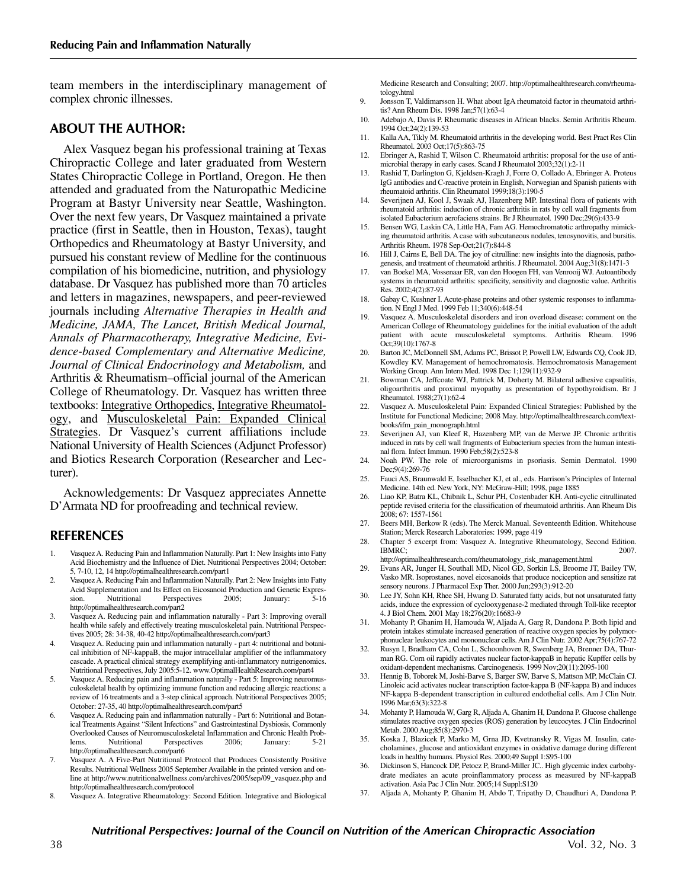team members in the interdisciplinary management of complex chronic illnesses.

## ABOUT THE AUTHOR:

Alex Vasquez began his professional training at Texas Chiropractic College and later graduated from Western States Chiropractic College in Portland, Oregon. He then attended and graduated from the Naturopathic Medicine Program at Bastyr University near Seattle, Washington. Over the next few years, Dr Vasquez maintained a private practice (first in Seattle, then in Houston, Texas), taught Orthopedics and Rheumatology at Bastyr University, and pursued his constant review of Medline for the continuous compilation of his biomedicine, nutrition, and physiology database. Dr Vasquez has published more than 70 articles and letters in magazines, newspapers, and peer-reviewed journals including *Alternative Therapies in Health and Medicine, JAMA, The Lancet, British Medical Journal, Annals of Pharmacotherapy, Integrative Medicine, Evidence-based Complementary and Alternative Medicine, Journal of Clinical Endocrinology and Metabolism,* and Arthritis & Rheumatism–official journal of the American College of Rheumatology. Dr. Vasquez has written three textbooks: Integrative Orthopedics, Integrative Rheumatology, and Musculoskeletal Pain: Expanded Clinical Strategies. Dr Vasquez's current affiliations include National University of Health Sciences (Adjunct Professor) and Biotics Research Corporation (Researcher and Lecturer).

Acknowledgements: Dr Vasquez appreciates Annette D'Armata ND for proofreading and technical review.

## REFERENCES

1. Vasquez A. Reducing Pain and Inflammation Naturally. Part 1: New Insights into Fatty Acid Biochemistry and the Influence of Diet. Nutritional Perspectives 2004; October: 5, 7-10, 12, 14 http://optimalhealthresearch.com/part1
2. Vasquez A. Reducing Pain and Inflammation Naturally. Part 2: New Insights into Fatty Acid Supplementation and Its Effect on Eicosanoid Production and Genetic Expression. Nutritional Perspectives 2005; January: 5-16 http://optimalhealthresearch.com/part2
3. Vasquez A. Reducing pain and inflammation naturally - Part 3: Improving overall health while safely and effectively treating musculoskeletal pain. Nutritional Perspectives 2005; 28: 34-38, 40-42 http://optimalhealthresearch.com/part3
4. Vasquez A. Reducing pain and inflammation naturally - part 4: nutritional and botanical inhibition of NF-kappaB, the major intracellular amplifier of the inflammatory cascade. A practical clinical strategy exemplifying anti-inflammatory nutrigenomics. Nutritional Perspectives, July 2005:5-12. www.OptimalHealthResearch.com/part4
5. Vasquez A. Reducing pain and inflammation naturally - Part 5: Improving neuromusculoskeletal health by optimizing immune function and reducing allergic reactions: a review of 16 treatments and a 3-step clinical approach. Nutritional Perspectives 2005; October: 27-35, 40 http://optimalhealthresearch.com/part5
6. Vasquez A. Reducing pain and inflammation naturally - Part 6: Nutritional and Botanical Treatments Against "Silent Infections" and Gastrointestinal Dysbiosis, Commonly Overlooked Causes of Neuromusculoskeletal Inflammation and Chronic Health Problems. Nutritional Perspectives 2006; January: 5-21 http://optimalhealthresearch.com/part6
7. Vasquez A. A Five-Part Nutritional Protocol that Produces Consistently Positive Results. Nutritional Wellness 2005 September Available in the printed version and online at http://www.nutritionalwellness.com/archives/2005/sep/09_vasquez.php and http://optimalhealthresearch.com/protocol
8. Vasquez A. Integrative Rheumatology: Second Edition. Integrative and Biological Medicine Research and Consulting; 2007. http://optimalhealthresearch.com/rheumatology.html
9. Jonsson T, Valdimarsson H. What about IgA rheumatoid factor in rheumatoid arthritis? Ann Rheum Dis. 1998 Jan;57(1):63-4
10. Adebajo A, Davis P. Rheumatic diseases in African blacks. Semin Arthritis Rheum. 1994 Oct;24(2):139-53
11. Kalla AA, Tikly M. Rheumatoid arthritis in the developing world. Best Pract Res Clin Rheumatol. 2003 Oct;17(5):863-75
12. Ebringer A, Rashid T, Wilson C. Rheumatoid arthritis: proposal for the use of antimicrobial therapy in early cases. Scand J Rheumatol 2003;32(1):2-11
13. Rashid T, Darlington G, Kjeldsen-Kragh J, Forre O, Collado A, Ebringer A. Proteus IgG antibodies and C-reactive protein in English, Norwegian and Spanish patients with rheumatoid arthritis. Clin Rheumatol 1999;18(3):190-5
14. Severijnen AJ, Kool J, Swaak AJ, Hazenberg MP. Intestinal flora of patients with rheumatoid arthritis: induction of chronic arthritis in rats by cell wall fragments from isolated Eubacterium aerofaciens strains. Br J Rheumatol. 1990 Dec;29(6):433-9
15. Bensen WG, Laskin CA, Little HA, Fam AG. Hemochromatotic arthropathy mimicking rheumatoid arthritis. A case with subcutaneous nodules, tenosynovitis, and bursitis. Arthritis Rheum. 1978 Sep-Oct;21(7):844-8
16. Hill J, Cairns E, Bell DA. The joy of citrulline: new insights into the diagnosis, pathogenesis, and treatment of rheumatoid arthritis. J Rheumatol. 2004 Aug;31(8):1471-3
17. van Boekel MA, Vossenaar ER, van den Hoogen FH, van Venrooij WJ. Autoantibody systems in rheumatoid arthritis: specificity, sensitivity and diagnostic value. Arthritis Res. 2002;4(2):87-93
18. Gabay C, Kushner I. Acute-phase proteins and other systemic responses to inflammation. N Engl J Med. 1999 Feb 11;340(6):448-54
19. Vasquez A. Musculoskeletal disorders and iron overload disease: comment on the American College of Rheumatology guidelines for the initial evaluation of the adult patient with acute musculoskeletal symptoms. Arthritis Rheum. 1996 Oct;39(10):1767-8
20. Barton JC, McDonnell SM, Adams PC, Brissot P, Powell LW, Edwards CQ, Cook JD, Kowdley KV. Management of hemochromatosis. Hemochromatosis Management Working Group. Ann Intern Med. 1998 Dec 1;129(11):932-9
21. Bowman CA, Jeffcoate WJ, Pattrick M, Doherty M. Bilateral adhesive capsulitis, oligoarthritis and proximal myopathy as presentation of hypothyroidism. Br J Rheumatol. 1988;27(1):62-4
22. Vasquez A. Musculoskeletal Pain: Expanded Clinical Strategies: Published by the Institute for Functional Medicine; 2008 May. http://optimalhealthresearch.com/textbooks/ifm_pain_monograph.html
23. Severijnen AJ, van Kleef R, Hazenberg MP, van de Merwe JP. Chronic arthritis induced in rats by cell wall fragments of Eubacterium species from the human intestinal flora. Infect Immun. 1990 Feb;58(2):523-8
24. Noah PW. The role of microorganisms in psoriasis. Semin Dermatol. 1990 Dec;9(4):269-76
25. Fauci AS, Braunwald E, Isselbacher KJ, et al., eds. Harrison's Principles of Internal Medicine. 14th ed. New York, NY: McGraw-Hill; 1998, page 1885
26. Liao KP, Batra KL, Chibnik L, Schur PH, Costenbader KH. Anti-cyclic citrullinated peptide revised criteria for the classification of rheumatoid arthritis. Ann Rheum Dis 2008; 67: 1557-1561
27. Beers MH, Berkow R (eds). The Merck Manual. Seventeenth Edition. Whitehouse Station; Merck Research Laboratories: 1999, page 419
28. Chapter 5 excerpt from: Vasquez A. Integrative Rheumatology, Second Edition. IBMRC; 2007. http://optimalhealthresearch.com/rheumatology_risk_management.html
29. Evans AR, Junger H, Southall MD, Nicol GD, Sorkin LS, Broome JT, Bailey TW, Vasko MR. Isoprostanes, novel eicosanoids that produce nociception and sensitize rat sensory neurons. J Pharmacol Exp Ther. 2000 Jun;293(3):912-20
30. Lee JY, Sohn KH, Rhee SH, Hwang D. Saturated fatty acids, but not unsaturated fatty acids, induce the expression of cyclooxygenase-2 mediated through Toll-like receptor 4. J Biol Chem. 2001 May 18;276(20):16683-9
31. Mohanty P, Ghanim H, Hamouda W, Aljada A, Garg R, Dandona P. Both lipid and protein intakes stimulate increased generation of reactive oxygen species by polymorphonuclear leukocytes and mononuclear cells. Am J Clin Nutr. 2002 Apr;75(4):767-72
32. Rusyn I, Bradham CA, Cohn L, Schoonhoven R, Swenberg JA, Brenner DA, Thurman RG. Corn oil rapidly activates nuclear factor-kappaB in hepatic Kupffer cells by oxidant-dependent mechanisms. Carcinogenesis. 1999 Nov;20(11):2095-100
33. Hennig B, Toborek M, Joshi-Barve S, Barger SW, Barve S, Mattson MP, McClain CJ. Linoleic acid activates nuclear transcription factor-kappa B (NF-kappa B) and induces NF-kappa B-dependent transcription in cultured endothelial cells. Am J Clin Nutr. 1996 Mar;63(3):322-8
34. Mohanty P, Hamouda W, Garg R, Aljada A, Ghanim H, Dandona P. Glucose challenge stimulates reactive oxygen species (ROS) generation by leucocytes. J Clin Endocrinol Metab. 2000 Aug;85(8):2970-3
35. Koska J, Blazicek P, Marko M, Grna JD, Kvetnansky R, Vigas M. Insulin, catecholamines, glucose and antioxidant enzymes in oxidative damage during different loads in healthy humans. Physiol Res. 2000;49 Suppl 1:S95-100
36. Dickinson S, Hancock DP, Petocz P, Brand-Miller JC.. High glycemic index carbohydrate mediates an acute proinflammatory process as measured by NF-kappaB activation. Asia Pac J Clin Nutr. 2005;14 Suppl:S120
37. Aljada A, Mohanty P, Ghanim H, Abdo T, Tripathy D, Chaudhuri A, Dandona P.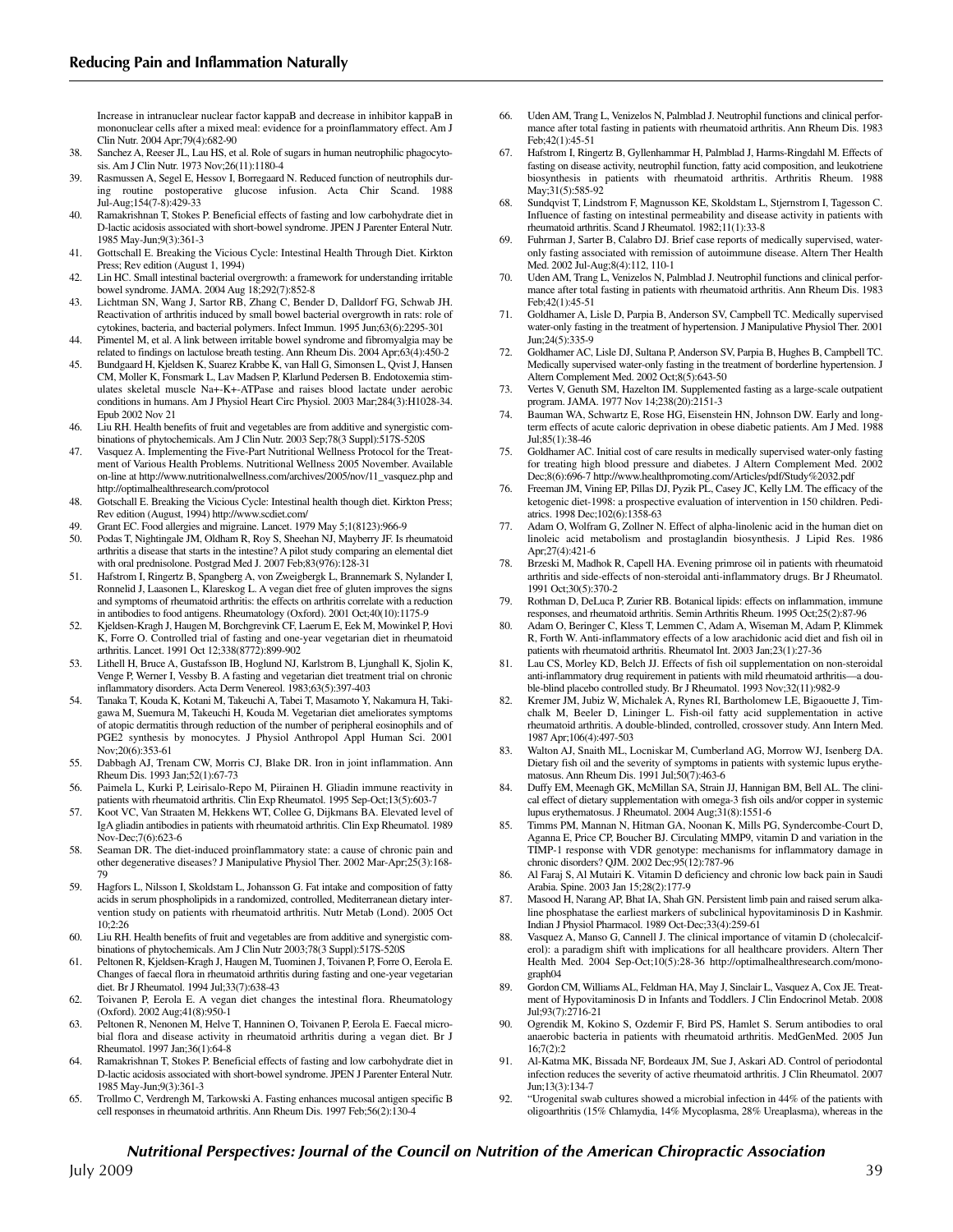Increase in intranuclear nuclear factor kappaB and decrease in inhibitor kappaB in mononuclear cells after a mixed meal: evidence for a proinflammatory effect. Am J Clin Nutr. 2004 Apr;79(4):682-90

38. Sanchez A, Reeser JL, Lau HS, et al. Role of sugars in human neutrophilic phagocytosis. Am J Clin Nutr. 1973 Nov;26(11):1180-4
39. Rasmussen A, Segel E, Hessov I, Borregaard N. Reduced function of neutrophils during routine postoperative glucose infusion. Acta Chir Scand. 1988 Jul-Aug;154(7-8):429-33
40. Ramakrishnan T, Stokes P. Beneficial effects of fasting and low carbohydrate diet in D-lactic acidosis associated with short-bowel syndrome. JPEN J Parenter Enteral Nutr. 1985 May-Jun;9(3):361-3
41. Gottschall E. Breaking the Vicious Cycle: Intestinal Health Through Diet. Kirkton Press; Rev edition (August 1, 1994)
42. Lin HC. Small intestinal bacterial overgrowth: a framework for understanding irritable bowel syndrome. JAMA. 2004 Aug 18;292(7):852-8
43. Lichtman SN, Wang J, Sartor RB, Zhang C, Bender D, Dalldorf FG, Schwab JH. Reactivation of arthritis induced by small bowel bacterial overgrowth in rats: role of cytokines, bacteria, and bacterial polymers. Infect Immun. 1995 Jun;63(6):2295-301
44. Pimentel M, et al. A link between irritable bowel syndrome and fibromyalgia may be related to findings on lactulose breath testing. Ann Rheum Dis. 2004 Apr;63(4):450-2
45. Bundgaard H, Kjeldsen K, Suarez Krabbe K, van Hall G, Simonsen L, Qvist J, Hansen CM, Moller K, Fonsmark L, Lav Madsen P, Klarlund Pedersen B. Endotoxemia stimulates skeletal muscle Na+-K+-ATPase and raises blood lactate under aerobic conditions in humans. Am J Physiol Heart Circ Physiol. 2003 Mar;284(3):H1028-34. Epub 2002 Nov 21
46. Liu RH. Health benefits of fruit and vegetables are from additive and synergistic combinations of phytochemicals. Am J Clin Nutr. 2003 Sep;78(3 Suppl):517S-520S
47. Vasquez A. Implementing the Five-Part Nutritional Wellness Protocol for the Treatment of Various Health Problems. Nutritional Wellness 2005 November. Available on-line at http://www.nutritionalwellness.com/archives/2005/nov/11_vasquez.php and http://optimalhealthresearch.com/protocol
48. Gotschall E. Breaking the Vicious Cycle: Intestinal health though diet. Kirkton Press; Rev edition (August, 1994) http://www.scdiet.com/
49. Grant EC. Food allergies and migraine. Lancet. 1979 May 5;1(8123):966-9
50. Podas T, Nightingale JM, Oldham R, Roy S, Sheehan NJ, Mayberry JF. Is rheumatoid arthritis a disease that starts in the intestine? A pilot study comparing an elemental diet with oral prednisolone. Postgrad Med J. 2007 Feb;83(976):128-31
51. Hafstrom I, Ringertz B, Spangberg A, von Zweigbergk L, Brannemark S, Nylander I, Ronnelid J, Laasonen L, Klareskog L. A vegan diet free of gluten improves the signs and symptoms of rheumatoid arthritis: the effects on arthritis correlate with a reduction in antibodies to food antigens. Rheumatology (Oxford). 2001 Oct;40(10):1175-9
52. Kjeldsen-Kragh J, Haugen M, Borchgrevink CF, Laerum E, Eek M, Mowinkel P, Hovi K, Forre O. Controlled trial of fasting and one-year vegetarian diet in rheumatoid arthritis. Lancet. 1991 Oct 12;338(8772):899-902
53. Lithell H, Bruce A, Gustafsson IB, Hoglund NJ, Karlstrom B, Ljunghall K, Sjolin K, Venge P, Werner I, Vessby B. A fasting and vegetarian diet treatment trial on chronic inflammatory disorders. Acta Derm Venereol. 1983;63(5):397-403
54. Tanaka T, Kouda K, Kotani M, Takeuchi A, Tabei T, Masamoto Y, Nakamura H, Takigawa M, Suemura M, Takeuchi H, Kouda M. Vegetarian diet ameliorates symptoms of atopic dermatitis through reduction of the number of peripheral eosinophils and of PGE2 synthesis by monocytes. J Physiol Anthropol Appl Human Sci. 2001 Nov;20(6):353-61
55. Dabbagh AJ, Trenam CW, Morris CJ, Blake DR. Iron in joint inflammation. Ann Rheum Dis. 1993 Jan;52(1):67-73
56. Paimela L, Kurki P, Leirisalo-Repo M, Piirainen H. Gliadin immune reactivity in patients with rheumatoid arthritis. Clin Exp Rheumatol. 1995 Sep-Oct;13(5):603-7
57. Koot VC, Van Straaten M, Hekkens WT, Collee G, Dijkmans BA. Elevated level of IgA gliadin antibodies in patients with rheumatoid arthritis. Clin Exp Rheumatol. 1989 Nov-Dec;7(6):623-6
58. Seaman DR. The diet-induced proinflammatory state: a cause of chronic pain and other degenerative diseases? J Manipulative Physiol Ther. 2002 Mar-Apr;25(3):168-79
59. Hagfors L, Nilsson I, Skoldstam L, Johansson G. Fat intake and composition of fatty acids in serum phospholipids in a randomized, controlled, Mediterranean dietary intervention study on patients with rheumatoid arthritis. Nutr Metab (Lond). 2005 Oct 10;2:26
60. Liu RH. Health benefits of fruit and vegetables are from additive and synergistic combinations of phytochemicals. Am J Clin Nutr 2003;78(3 Suppl):517S-520S
61. Peltonen R, Kjeldsen-Kragh J, Haugen M, Tuominen J, Toivanen P, Forre O, Eerola E. Changes of faecal flora in rheumatoid arthritis during fasting and one-year vegetarian diet. Br J Rheumatol. 1994 Jul;33(7):638-43
62. Toivanen P, Eerola E. A vegan diet changes the intestinal flora. Rheumatology (Oxford). 2002 Aug;41(8):950-1
63. Peltonen R, Nenonen M, Helve T, Hanninen O, Toivanen P, Eerola E. Faecal microbial flora and disease activity in rheumatoid arthritis during a vegan diet. Br J Rheumatol. 1997 Jan;36(1):64-8
64. Ramakrishnan T, Stokes P. Beneficial effects of fasting and low carbohydrate diet in D-lactic acidosis associated with short-bowel syndrome. JPEN J Parenter Enteral Nutr. 1985 May-Jun;9(3):361-3
65. Trollmo C, Verdrengh M, Tarkowski A. Fasting enhances mucosal antigen specific B cell responses in rheumatoid arthritis. Ann Rheum Dis. 1997 Feb;56(2):130-4
66. Uden AM, Trang L, Venizelos N, Palmblad J. Neutrophil functions and clinical performance after total fasting in patients with rheumatoid arthritis. Ann Rheum Dis. 1983 Feb;42(1):45-51
67. Hafstrom I, Ringertz B, Gyllenhammar H, Palmblad J, Harms-Ringdahl M. Effects of fasting on disease activity, neutrophil function, fatty acid composition, and leukotriene biosynthesis in patients with rheumatoid arthritis. Arthritis Rheum. 1988 May;31(5):585-92
68. Sundqvist T, Lindstrom F, Magnusson KE, Skoldstam L, Stjernstrom I, Tagesson C. Influence of fasting on intestinal permeability and disease activity in patients with rheumatoid arthritis. Scand J Rheumatol. 1982;11(1):33-8
69. Fuhrman J, Sarter B, Calabro DJ. Brief case reports of medically supervised, water-only fasting associated with remission of autoimmune disease. Altern Ther Health Med. 2002 Jul-Aug;8(4):112, 110-1
70. Uden AM, Trang L, Venizelos N, Palmblad J. Neutrophil functions and clinical performance after total fasting in patients with rheumatoid arthritis. Ann Rheum Dis. 1983 Feb;42(1):45-51
71. Goldhamer A, Lisle D, Parpia B, Anderson SV, Campbell TC. Medically supervised water-only fasting in the treatment of hypertension. J Manipulative Physiol Ther. 2001 Jun;24(5):335-9
72. Goldhamer AC, Lisle DJ, Sultana P, Anderson SV, Parpia B, Hughes B, Campbell TC. Medically supervised water-only fasting in the treatment of borderline hypertension. J Altern Complement Med. 2002 Oct;8(5):643-50
73. Vertes V, Genuth SM, Hazelton IM. Supplemented fasting as a large-scale outpatient program. JAMA. 1977 Nov 14;238(20):2151-3
74. Bauman WA, Schwartz E, Rose HG, Eisenstein HN, Johnson DW. Early and long-term effects of acute caloric deprivation in obese diabetic patients. Am J Med. 1988 Jul;85(1):38-46
75. Goldhamer AC. Initial cost of care results in medically supervised water-only fasting for treating high blood pressure and diabetes. J Altern Complement Med. 2002 Dec;8(6):696-7 http://www.healthpromoting.com/Articles/pdf/Study%2032.pdf
76. Freeman JM, Vining EP, Pillas DJ, Pyzik PL, Casey JC, Kelly LM. The efficacy of the ketogenic diet-1998: a prospective evaluation of intervention in 150 children. Pediatrics. 1998 Dec;102(6):1358-63
77. Adam O, Wolfram G, Zollner N. Effect of alpha-linolenic acid in the human diet on linoleic acid metabolism and prostaglandin biosynthesis. J Lipid Res. 1986 Apr;27(4):421-6
78. Brzeski M, Madhok R, Capell HA. Evening primrose oil in patients with rheumatoid arthritis and side-effects of non-steroidal anti-inflammatory drugs. Br J Rheumatol. 1991 Oct;30(5):370-2
79. Rothman D, DeLuca P, Zurier RB. Botanical lipids: effects on inflammation, immune responses, and rheumatoid arthritis. Semin Arthritis Rheum. 1995 Oct;25(2):87-96
80. Adam O, Beringer C, Kless T, Lemmen C, Adam A, Wiseman M, Adam P, Klimmek R, Forth W. Anti-inflammatory effects of a low arachidonic acid diet and fish oil in patients with rheumatoid arthritis. Rheumatol Int. 2003 Jan;23(1):27-36
81. Lau CS, Morley KD, Belch JJ. Effects of fish oil supplementation on non-steroidal anti-inflammatory drug requirement in patients with mild rheumatoid arthritis—a double-blind placebo controlled study. Br J Rheumatol. 1993 Nov;32(11):982-9
82. Kremer JM, Jubiz W, Michalek A, Rynes RI, Bartholomew LE, Bigaouette J, Timchalk M, Beeler D, Lininger L. Fish-oil fatty acid supplementation in active rheumatoid arthritis. A double-blinded, controlled, crossover study. Ann Intern Med. 1987 Apr;106(4):497-503
83. Walton AJ, Snaith ML, Locniskar M, Cumberland AG, Morrow WJ, Isenberg DA. Dietary fish oil and the severity of symptoms in patients with systemic lupus erythematosus. Ann Rheum Dis. 1991 Jul;50(7):463-6
84. Duffy EM, Meenagh GK, McMillan SA, Strain JJ, Hannigan BM, Bell AL. The clinical effect of dietary supplementation with omega-3 fish oils and/or copper in systemic lupus erythematosus. J Rheumatol. 2004 Aug;31(8):1551-6
85. Timms PM, Mannan N, Hitman GA, Noonan K, Mills PG, Syndercombe-Court D, Aganna E, Price CP, Boucher BJ. Circulating MMP9, vitamin D and variation in the TIMP-1 response with VDR genotype: mechanisms for inflammatory damage in chronic disorders? QJM. 2002 Dec;95(12):787-96
86. Al Faraj S, Al Mutairi K. Vitamin D deficiency and chronic low back pain in Saudi Arabia. Spine. 2003 Jan 15;28(2):177-9
87. Masood H, Narang AP, Bhat IA, Shah GN. Persistent limb pain and raised serum alkaline phosphatase the earliest markers of subclinical hypovitaminosis D in Kashmir. Indian J Physiol Pharmacol. 1989 Oct-Dec;33(4):259-61
88. Vasquez A, Manso G, Cannell J. The clinical importance of vitamin D (cholecalciferol): a paradigm shift with implications for all healthcare providers. Altern Ther Health Med. 2004 Sep-Oct;10(5):28-36 http://optimalhealthresearch.com/monograph04
89. Gordon CM, Williams AL, Feldman HA, May J, Sinclair L, Vasquez A, Cox JE. Treatment of Hypovitaminosis D in Infants and Toddlers. J Clin Endocrinol Metab. 2008 Jul;93(7):2716-21
90. Ogrendik M, Kokino S, Ozdemir F, Bird PS, Hamlet S. Serum antibodies to oral anaerobic bacteria in patients with rheumatoid arthritis. MedGenMed. 2005 Jun 16;7(2):2
91. Al-Katma MK, Bissada NF, Bordeaux JM, Sue J, Askari AD. Control of periodontal infection reduces the severity of active rheumatoid arthritis. J Clin Rheumatol. 2007 Jun;13(3):134-7
92. "Urogenital swab cultures showed a microbial infection in 44% of the patients with oligoarthritis (15% Chlamydia, 14% Mycoplasma, 28% Ureaplasma), whereas in the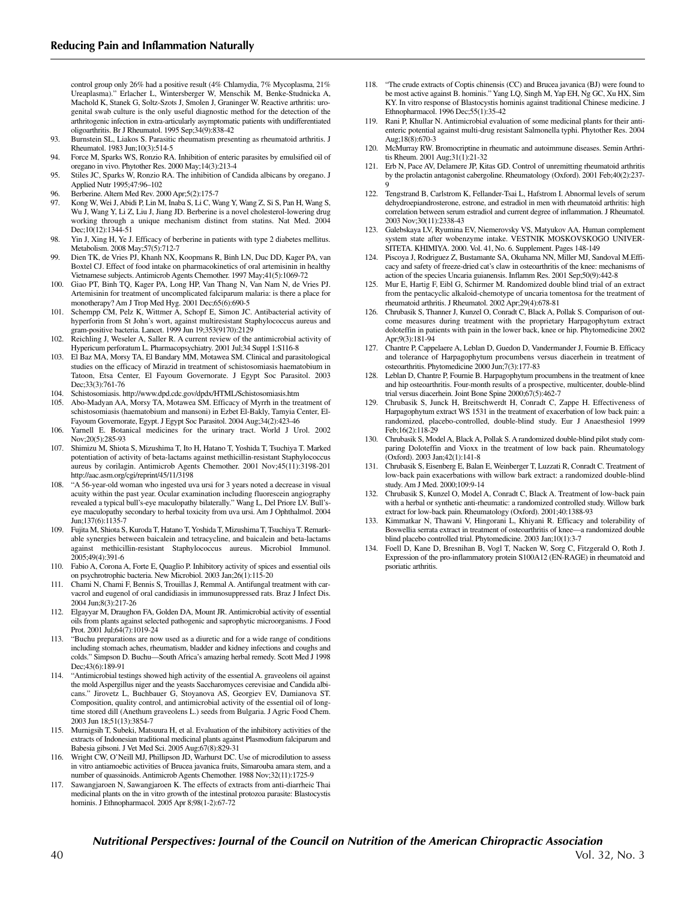control group only 26% had a positive result (4% Chlamydia, 7% Mycoplasma, 21% Ureaplasma)." Erlacher L, Wintersberger W, Menschik M, Benke-Studnicka A, Machold K, Stanek G, Soltz-Szots J, Smolen J, Graninger W. Reactive arthritis: urogenital swab culture is the only useful diagnostic method for the detection of the arthritogenic infection in extra-articularly asymptomatic patients with undifferentiated oligoarthritis. Br J Rheumatol. 1995 Sep;34(9):838-42

93. Burnstein SL, Liakos S. Parasitic rheumatism presenting as rheumatoid arthritis. J Rheumatol. 1983 Jun;10(3):514-5
94. Force M, Sparks WS, Ronzio RA. Inhibition of enteric parasites by emulsified oil of oregano in vivo. Phytother Res. 2000 May;14(3):213-4
95. Stiles JC, Sparks W, Ronzio RA. The inhibition of Candida albicans by oregano. J Applied Nutr 1995;47:96–102
96. Berberine. Altern Med Rev. 2000 Apr;5(2):175-7
97. Kong W, Wei J, Abidi P, Lin M, Inaba S, Li C, Wang Y, Wang Z, Si S, Pan H, Wang S, Wu J, Wang Y, Li Z, Liu J, Jiang JD. Berberine is a novel cholesterol-lowering drug working through a unique mechanism distinct from statins. Nat Med. 2004 Dec;10(12):1344-51
98. Yin J, Xing H, Ye J. Efficacy of berberine in patients with type 2 diabetes mellitus. Metabolism. 2008 May;57(5):712-7
99. Dien TK, de Vries PJ, Khanh NX, Koopmans R, Binh LN, Duc DD, Kager PA, van Boxtel CJ. Effect of food intake on pharmacokinetics of oral artemisinin in healthy Vietnamese subjects. Antimicrob Agents Chemother. 1997 May;41(5):1069-72
100. Giao PT, Binh TQ, Kager PA, Long HP, Van Thang N, Van Nam N, de Vries PJ. Artemisinin for treatment of uncomplicated falciparum malaria: is there a place for monotherapy? Am J Trop Med Hyg. 2001 Dec;65(6):690-5
101. Schempp CM, Pelz K, Wittmer A, Schopf E, Simon JC. Antibacterial activity of hyperforin from St John's wort, against multiresistant Staphylococcus aureus and gram-positive bacteria. Lancet. 1999 Jun 19;353(9170):2129
102. Reichling J, Weseler A, Saller R. A current review of the antimicrobial activity of Hypericum perforatum L. Pharmacopsychiatry. 2001 Jul;34 Suppl 1:S116-8
103. El Baz MA, Morsy TA, El Bandary MM, Motawea SM. Clinical and parasitological studies on the efficacy of Mirazid in treatment of schistosomiasis haematobium in Tatoon, Etsa Center, El Fayoum Governorate. J Egypt Soc Parasitol. 2003 Dec;33(3):761-76
104. Schistosomiasis. http://www.dpd.cdc.gov/dpdx/HTML/Schistosomiasis.htm
105. Abo-Madyan AA, Morsy TA, Motawea SM. Efficacy of Myrrh in the treatment of schistosomiasis (haematobium and mansoni) in Ezbet El-Bakly, Tamyia Center, El-Fayoum Governorate, Egypt. J Egypt Soc Parasitol. 2004 Aug;34(2):423-46
106. Yarnell E. Botanical medicines for the urinary tract. World J Urol. 2002 Nov;20(5):285-93
107. Shimizu M, Shiota S, Mizushima T, Ito H, Hatano T, Yoshida T, Tsuchiya T. Marked potentiation of activity of beta-lactams against methicillin-resistant Staphylococcus aureus by corilagin. Antimicrob Agents Chemother. 2001 Nov;45(11):3198-201 http://aac.asm.org/cgi/reprint/45/11/3198
108. "A 56-year-old woman who ingested uva ursi for 3 years noted a decrease in visual acuity within the past year. Ocular examination including fluorescein angiography revealed a typical bull's-eye maculopathy bilaterally." Wang L, Del Priore LV. Bull's-eye maculopathy secondary to herbal toxicity from uva ursi. Am J Ophthalmol. 2004 Jun;137(6):1135-7
109. Fujita M, Shiota S, Kuroda T, Hatano T, Yoshida T, Mizushima T, Tsuchiya T. Remarkable synergies between baicalein and tetracycline, and baicalein and beta-lactams against methicillin-resistant Staphylococcus aureus. Microbiol Immunol. 2005;49(4):391-6
110. Fabio A, Corona A, Forte E, Quaglio P. Inhibitory activity of spices and essential oils on psychrotrophic bacteria. New Microbiol. 2003 Jan;26(1):115-20
111. Chami N, Chami F, Bennis S, Trouillas J, Remmal A. Antifungal treatment with carvacrol and eugenol of oral candidiasis in immunosuppressed rats. Braz J Infect Dis. 2004 Jun;8(3):217-26
112. Elgayyar M, Draughon FA, Golden DA, Mount JR. Antimicrobial activity of essential oils from plants against selected pathogenic and saprophytic microorganisms. J Food Prot. 2001 Jul;64(7):1019-24
113. "Buchu preparations are now used as a diuretic and for a wide range of conditions including stomach aches, rheumatism, bladder and kidney infections and coughs and colds." Simpson D. Buchu—South Africa's amazing herbal remedy. Scott Med J 1998 Dec;43(6):189-91
114. "Antimicrobial testings showed high activity of the essential A. graveolens oil against the mold Aspergillus niger and the yeasts Saccharomyces cerevisiae and Candida albicans." Jirovetz L, Buchbauer G, Stoyanova AS, Georgiev EV, Damianova ST. Composition, quality control, and antimicrobial activity of the essential oil of long-time stored dill (Anethum graveolens L.) seeds from Bulgaria. J Agric Food Chem. 2003 Jun 18;51(13):3854-7
115. Murnigsih T, Subeki, Matsuura H, et al. Evaluation of the inhibitory activities of the extracts of Indonesian traditional medicinal plants against Plasmodium falciparum and Babesia gibsoni. J Vet Med Sci. 2005 Aug;67(8):829-31
116. Wright CW, O'Neill MJ, Phillipson JD, Warhurst DC. Use of microdilution to assess in vitro antiamoebic activities of Brucea javanica fruits, Simarouba amara stem, and a number of quassinoids. Antimicrob Agents Chemother. 1988 Nov;32(11):1725-9
117. Sawangjaroen N, Sawangjaroen K. The effects of extracts from anti-diarrheic Thai medicinal plants on the in vitro growth of the intestinal protozoa parasite: Blastocystis hominis. J Ethnopharmacol. 2005 Apr 8;98(1-2):67-72
118. "The crude extracts of Coptis chinensis (CC) and Brucea javanica (BJ) were found to be most active against B. hominis." Yang LQ, Singh M, Yap EH, Ng GC, Xu HX, Sim KY. In vitro response of Blastocystis hominis against traditional Chinese medicine. J Ethnopharmacol. 1996 Dec;55(1):35-42
119. Rani P, Khullar N. Antimicrobial evaluation of some medicinal plants for their anti-enteric potential against multi-drug resistant Salmonella typhi. Phytother Res. 2004 Aug;18(8):670-3
120. McMurray RW. Bromocriptine in rheumatic and autoimmune diseases. Semin Arthritis Rheum. 2001 Aug;31(1):21-32
121. Erb N, Pace AV, Delamere JP, Kitas GD. Control of unremitting rheumatoid arthritis by the prolactin antagonist cabergoline. Rheumatology (Oxford). 2001 Feb;40(2):237-9
122. Tengstrand B, Carlstrom K, Fellander-Tsai L, Hafstrom I. Abnormal levels of serum dehydroepiandrosterone, estrone, and estradiol in men with rheumatoid arthritis: high correlation between serum estradiol and current degree of inflammation. J Rheumatol. 2003 Nov;30(11):2338-43
123. Galebskaya LV, Ryumina EV, Niemerovsky VS, Matyukov AA. Human complement system state after wobenzyme intake. VESTNIK MOSKOVSKOGO UNIVERSITETA. KHIMIYA. 2000. Vol. 41, No. 6. Supplement. Pages 148-149
124. Piscoya J, Rodriguez Z, Bustamante SA, Okuhama NN, Miller MJ, Sandoval M.Efficacy and safety of freeze-dried cat's claw in osteoarthritis of the knee: mechanisms of action of the species Uncaria guianensis. Inflamm Res. 2001 Sep;50(9):442-8
125. Mur E, Hartig F, Eibl G, Schirmer M. Randomized double blind trial of an extract from the pentacyclic alkaloid-chemotype of uncaria tomentosa for the treatment of rheumatoid arthritis. J Rheumatol. 2002 Apr;29(4):678-81
126. Chrubasik S, Thanner J, Kunzel O, Conradt C, Black A, Pollak S. Comparison of outcome measures during treatment with the proprietary Harpagophytum extract doloteffin in patients with pain in the lower back, knee or hip. Phytomedicine 2002 Apr;9(3):181-94
127. Chantre P, Cappelaere A, Leblan D, Guedon D, Vandermander J, Fournie B. Efficacy and tolerance of Harpagophytum procumbens versus diacerhein in treatment of osteoarthritis. Phytomedicine 2000 Jun;7(3):177-83
128. Leblan D, Chantre P, Fournie B. Harpagophytum procumbens in the treatment of knee and hip osteoarthritis. Four-month results of a prospective, multicenter, double-blind trial versus diacerhein. Joint Bone Spine 2000;67(5):462-7
129. Chrubasik S, Junck H, Breitschwerdt H, Conradt C, Zappe H. Effectiveness of Harpagophytum extract WS 1531 in the treatment of exacerbation of low back pain: a randomized, placebo-controlled, double-blind study. Eur J Anaesthesiol 1999 Feb;16(2):118-29
130. Chrubasik S, Model A, Black A, Pollak S. A randomized double-blind pilot study comparing Doloteffin and Vioxx in the treatment of low back pain. Rheumatology (Oxford). 2003 Jan;42(1):141-8
131. Chrubasik S, Eisenberg E, Balan E, Weinberger T, Luzzati R, Conradt C. Treatment of low-back pain exacerbations with willow bark extract: a randomized double-blind study. Am J Med. 2000;109:9-14
132. Chrubasik S, Kunzel O, Model A, Conradt C, Black A. Treatment of low-back pain with a herbal or synthetic anti-rheumatic: a randomized controlled study. Willow bark extract for low-back pain. Rheumatology (Oxford). 2001;40:1388-93
133. Kimmatkar N, Thawani V, Hingorani L, Khiyani R. Efficacy and tolerability of Boswellia serrata extract in treatment of osteoarthritis of knee—a randomized double blind placebo controlled trial. Phytomedicine. 2003 Jan;10(1):3-7
134. Foell D, Kane D, Bresnihan B, Vogl T, Nacken W, Sorg C, Fitzgerald O, Roth J. Expression of the pro-inflammatory protein S100A12 (EN-RAGE) in rheumatoid and psoriatic arthritis.